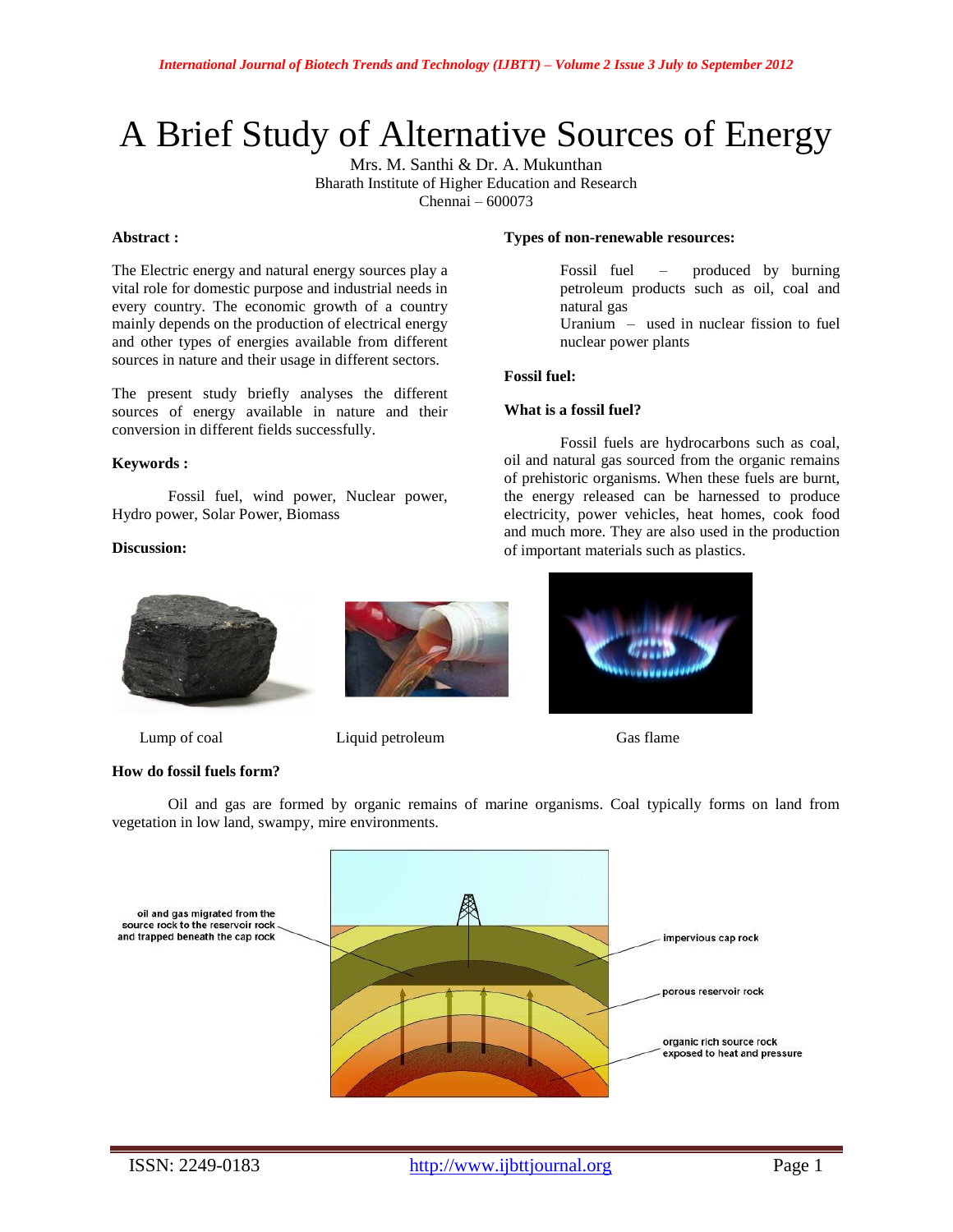# A Brief Study of Alternative Sources of Energy

Mrs. M. Santhi & Dr. A. Mukunthan
Bharath Institute of Higher Education and Research
Chennai – 600073

**Abstract :**

The Electric energy and natural energy sources play a vital role for domestic purpose and industrial needs in every country. The economic growth of a country mainly depends on the production of electrical energy and other types of energies available from different sources in nature and their usage in different sectors.

The present study briefly analyses the different sources of energy available in nature and their conversion in different fields successfully.

**Keywords :**

Fossil fuel, wind power, Nuclear power, Hydro power, Solar Power, Biomass

**Discussion:**

**Types of non-renewable resources:**

Fossil fuel – produced by burning petroleum products such as oil, coal and natural gas
Uranium – used in nuclear fission to fuel nuclear power plants

**Fossil fuel:**

**What is a fossil fuel?**

Fossil fuels are hydrocarbons such as coal, oil and natural gas sourced from the organic remains of prehistoric organisms. When these fuels are burnt, the energy released can be harnessed to produce electricity, power vehicles, heat homes, cook food and much more. They are also used in the production of important materials such as plastics.

Lump of coal        Liquid petroleum        Gas flame

**How do fossil fuels form?**

Oil and gas are formed by organic remains of marine organisms. Coal typically forms on land from vegetation in low land, swampy, mire environments.

oil and gas migrated from the source rock to the reservoir rock and trapped beneath the cap rock

impervious cap rock

porous reservoir rock

organic rich source rock exposed to heat and pressure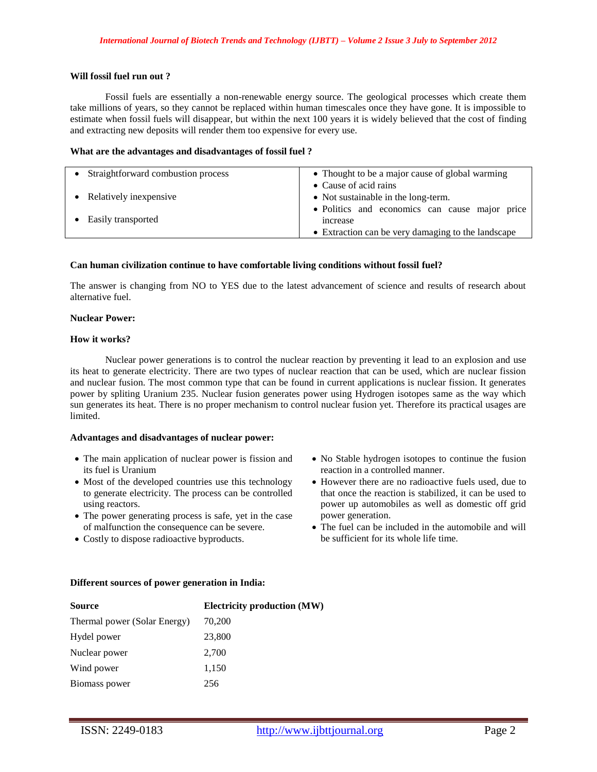**Will fossil fuel run out ?**

Fossil fuels are essentially a non-renewable energy source. The geological processes which create them take millions of years, so they cannot be replaced within human timescales once they have gone. It is impossible to estimate when fossil fuels will disappear, but within the next 100 years it is widely believed that the cost of finding and extracting new deposits will render them too expensive for every use.

**What are the advantages and disadvantages of fossil fuel ?**

| | |
|---|---|
| • Straightforward combustion process<br>• Relatively inexpensive<br>• Easily transported | • Thought to be a major cause of global warming<br>• Cause of acid rains<br>• Not sustainable in the long-term.<br>• Politics and economics can cause major price increase<br>• Extraction can be very damaging to the landscape |

**Can human civilization continue to have comfortable living conditions without fossil fuel?**

The answer is changing from NO to YES due to the latest advancement of science and results of research about alternative fuel.

**Nuclear Power:**

**How it works?**

Nuclear power generations is to control the nuclear reaction by preventing it lead to an explosion and use its heat to generate electricity. There are two types of nuclear reaction that can be used, which are nuclear fission and nuclear fusion. The most common type that can be found in current applications is nuclear fission. It generates power by spliting Uranium 235. Nuclear fusion generates power using Hydrogen isotopes same as the way which sun generates its heat. There is no proper mechanism to control nuclear fusion yet. Therefore its practical usages are limited.

**Advantages and disadvantages of nuclear power:**

- The main application of nuclear power is fission and its fuel is Uranium
- Most of the developed countries use this technology to generate electricity. The process can be controlled using reactors.
- The power generating process is safe, yet in the case of malfunction the consequence can be severe.
- Costly to dispose radioactive byproducts.
- No Stable hydrogen isotopes to continue the fusion reaction in a controlled manner.
- However there are no radioactive fuels used, due to that once the reaction is stabilized, it can be used to power up automobiles as well as domestic off grid power generation.
- The fuel can be included in the automobile and will be sufficient for its whole life time.

**Different sources of power generation in India:**

| **Source** | **Electricity production (MW)** |
|---|---|
| Thermal power (Solar Energy) | 70,200 |
| Hydel power | 23,800 |
| Nuclear power | 2,700 |
| Wind power | 1,150 |
| Biomass power | 256 |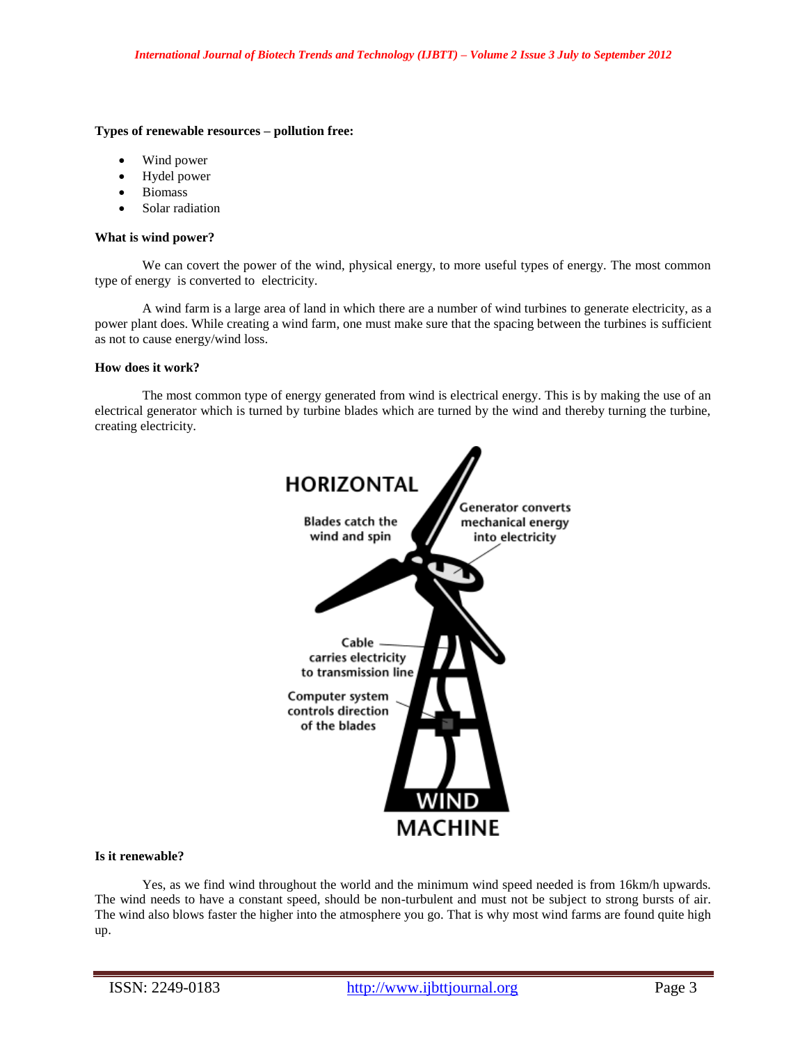**Types of renewable resources – pollution free:**

- Wind power
- Hydel power
- Biomass
- Solar radiation

**What is wind power?**

We can covert the power of the wind, physical energy, to more useful types of energy. The most common type of energy is converted to electricity.

A wind farm is a large area of land in which there are a number of wind turbines to generate electricity, as a power plant does. While creating a wind farm, one must make sure that the spacing between the turbines is sufficient as not to cause energy/wind loss.

**How does it work?**

The most common type of energy generated from wind is electrical energy. This is by making the use of an electrical generator which is turned by turbine blades which are turned by the wind and thereby turning the turbine, creating electricity.

HORIZONTAL

Blades catch the wind and spin

Generator converts mechanical energy into electricity

Cable carries electricity to transmission line

Computer system controls direction of the blades

WIND MACHINE

**Is it renewable?**

Yes, as we find wind throughout the world and the minimum wind speed needed is from 16km/h upwards. The wind needs to have a constant speed, should be non-turbulent and must not be subject to strong bursts of air. The wind also blows faster the higher into the atmosphere you go. That is why most wind farms are found quite high up.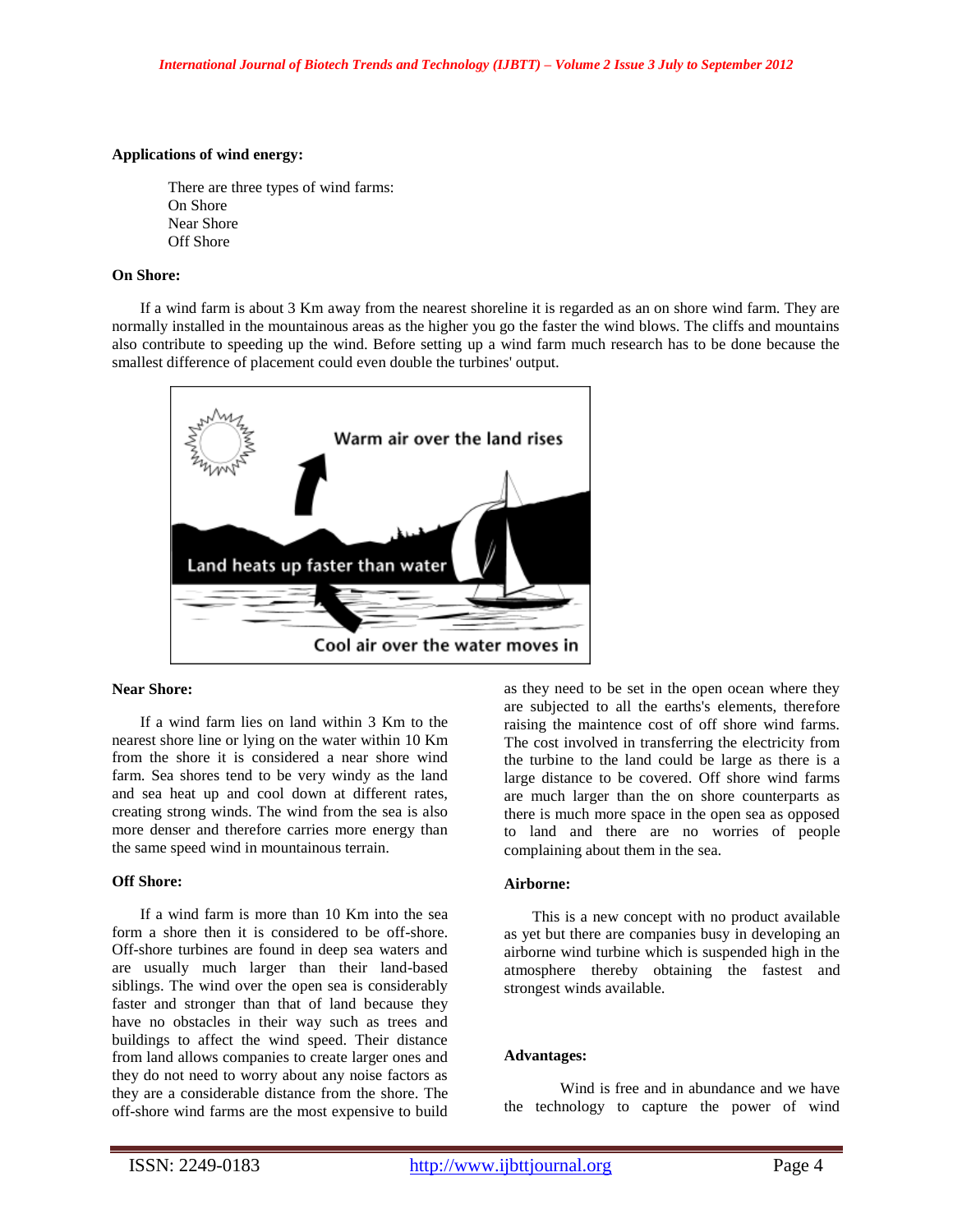**Applications of wind energy:**

There are three types of wind farms:
On Shore
Near Shore
Off Shore

**On Shore:**

If a wind farm is about 3 Km away from the nearest shoreline it is regarded as an on shore wind farm. They are normally installed in the mountainous areas as the higher you go the faster the wind blows. The cliffs and mountains also contribute to speeding up the wind. Before setting up a wind farm much research has to be done because the smallest difference of placement could even double the turbines' output.

**Near Shore:**

If a wind farm lies on land within 3 Km to the nearest shore line or lying on the water within 10 Km from the shore it is considered a near shore wind farm. Sea shores tend to be very windy as the land and sea heat up and cool down at different rates, creating strong winds. The wind from the sea is also more denser and therefore carries more energy than the same speed wind in mountainous terrain.

**Off Shore:**

If a wind farm is more than 10 Km into the sea form a shore then it is considered to be off-shore. Off-shore turbines are found in deep sea waters and are usually much larger than their land-based siblings. The wind over the open sea is considerably faster and stronger than that of land because they have no obstacles in their way such as trees and buildings to affect the wind speed. Their distance from land allows companies to create larger ones and they do not need to worry about any noise factors as they are a considerable distance from the shore. The off-shore wind farms are the most expensive to build as they need to be set in the open ocean where they are subjected to all the earths's elements, therefore raising the maintence cost of off shore wind farms. The cost involved in transferring the electricity from the turbine to the land could be large as there is a large distance to be covered. Off shore wind farms are much larger than the on shore counterparts as there is much more space in the open sea as opposed to land and there are no worries of people complaining about them in the sea.

**Airborne:**

This is a new concept with no product available as yet but there are companies busy in developing an airborne wind turbine which is suspended high in the atmosphere thereby obtaining the fastest and strongest winds available.

**Advantages:**

Wind is free and in abundance and we have the technology to capture the power of wind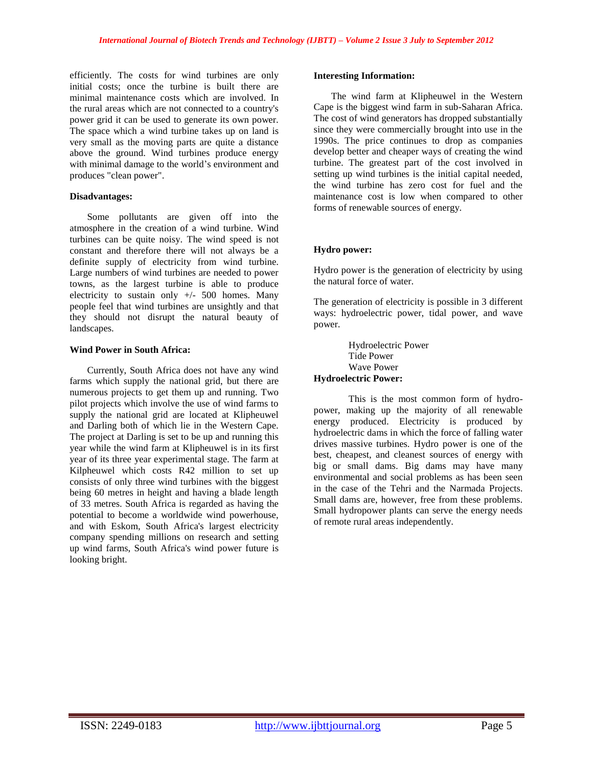efficiently. The costs for wind turbines are only initial costs; once the turbine is built there are minimal maintenance costs which are involved. In the rural areas which are not connected to a country's power grid it can be used to generate its own power. The space which a wind turbine takes up on land is very small as the moving parts are quite a distance above the ground. Wind turbines produce energy with minimal damage to the world's environment and produces "clean power".

**Disadvantages:**

Some pollutants are given off into the atmosphere in the creation of a wind turbine. Wind turbines can be quite noisy. The wind speed is not constant and therefore there will not always be a definite supply of electricity from wind turbine. Large numbers of wind turbines are needed to power towns, as the largest turbine is able to produce electricity to sustain only +/- 500 homes. Many people feel that wind turbines are unsightly and that they should not disrupt the natural beauty of landscapes.

**Wind Power in South Africa:**

Currently, South Africa does not have any wind farms which supply the national grid, but there are numerous projects to get them up and running. Two pilot projects which involve the use of wind farms to supply the national grid are located at Klipheuwel and Darling both of which lie in the Western Cape. The project at Darling is set to be up and running this year while the wind farm at Klipheuwel is in its first year of its three year experimental stage. The farm at Kilpheuwel which costs R42 million to set up consists of only three wind turbines with the biggest being 60 metres in height and having a blade length of 33 metres. South Africa is regarded as having the potential to become a worldwide wind powerhouse, and with Eskom, South Africa's largest electricity company spending millions on research and setting up wind farms, South Africa's wind power future is looking bright.

**Interesting Information:**

The wind farm at Klipheuwel in the Western Cape is the biggest wind farm in sub-Saharan Africa. The cost of wind generators has dropped substantially since they were commercially brought into use in the 1990s. The price continues to drop as companies develop better and cheaper ways of creating the wind turbine. The greatest part of the cost involved in setting up wind turbines is the initial capital needed, the wind turbine has zero cost for fuel and the maintenance cost is low when compared to other forms of renewable sources of energy.

**Hydro power:**

Hydro power is the generation of electricity by using the natural force of water.

The generation of electricity is possible in 3 different ways: hydroelectric power, tidal power, and wave power.

- Hydroelectric Power
- Tide Power
- Wave Power

**Hydroelectric Power:**

This is the most common form of hydro-power, making up the majority of all renewable energy produced. Electricity is produced by hydroelectric dams in which the force of falling water drives massive turbines. Hydro power is one of the best, cheapest, and cleanest sources of energy with big or small dams. Big dams may have many environmental and social problems as has been seen in the case of the Tehri and the Narmada Projects. Small dams are, however, free from these problems. Small hydropower plants can serve the energy needs of remote rural areas independently.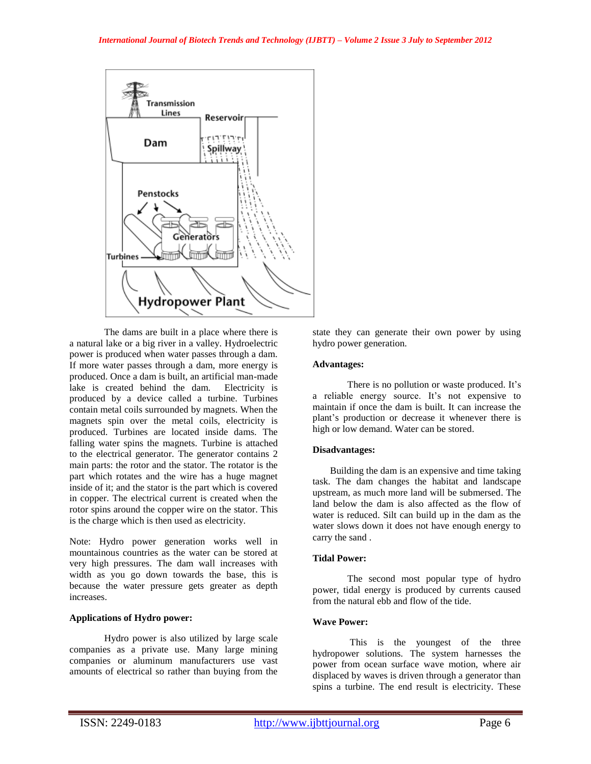The dams are built in a place where there is a natural lake or a big river in a valley. Hydroelectric power is produced when water passes through a dam. If more water passes through a dam, more energy is produced. Once a dam is built, an artificial man-made lake is created behind the dam. Electricity is produced by a device called a turbine. Turbines contain metal coils surrounded by magnets. When the magnets spin over the metal coils, electricity is produced. Turbines are located inside dams. The falling water spins the magnets. Turbine is attached to the electrical generator. The generator contains 2 main parts: the rotor and the stator. The rotator is the part which rotates and the wire has a huge magnet inside of it; and the stator is the part which is covered in copper. The electrical current is created when the rotor spins around the copper wire on the stator. This is the charge which is then used as electricity.

Note: Hydro power generation works well in mountainous countries as the water can be stored at very high pressures. The dam wall increases with width as you go down towards the base, this is because the water pressure gets greater as depth increases.

**Applications of Hydro power:**

Hydro power is also utilized by large scale companies as a private use. Many large mining companies or aluminum manufacturers use vast amounts of electrical so rather than buying from the state they can generate their own power by using hydro power generation.

**Advantages:**

There is no pollution or waste produced. It's a reliable energy source. It's not expensive to maintain if once the dam is built. It can increase the plant's production or decrease it whenever there is high or low demand. Water can be stored.

**Disadvantages:**

Building the dam is an expensive and time taking task. The dam changes the habitat and landscape upstream, as much more land will be submersed. The land below the dam is also affected as the flow of water is reduced. Silt can build up in the dam as the water slows down it does not have enough energy to carry the sand .

**Tidal Power:**

The second most popular type of hydro power, tidal energy is produced by currents caused from the natural ebb and flow of the tide.

**Wave Power:**

This is the youngest of the three hydropower solutions. The system harnesses the power from ocean surface wave motion, where air displaced by waves is driven through a generator than spins a turbine. The end result is electricity. These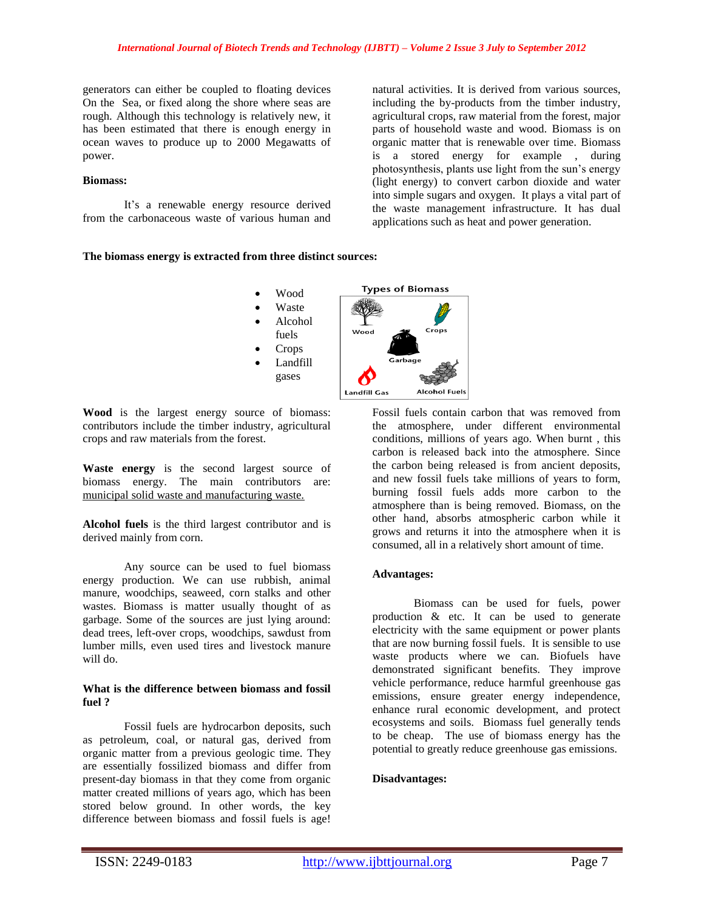generators can either be coupled to floating devices On the Sea, or fixed along the shore where seas are rough. Although this technology is relatively new, it has been estimated that there is enough energy in ocean waves to produce up to 2000 Megawatts of power.

**Biomass:**

It's a renewable energy resource derived from the carbonaceous waste of various human and natural activities. It is derived from various sources, including the by-products from the timber industry, agricultural crops, raw material from the forest, major parts of household waste and wood. Biomass is on organic matter that is renewable over time. Biomass is a stored energy for example , during photosynthesis, plants use light from the sun's energy (light energy) to convert carbon dioxide and water into simple sugars and oxygen. It plays a vital part of the waste management infrastructure. It has dual applications such as heat and power generation.

**The biomass energy is extracted from three distinct sources:**

- Wood
- Waste
- Alcohol fuels
- Crops
- Landfill gases

Types of Biomass

Wood, Crops, Garbage, Landfill Gas, Alcohol Fuels

**Wood** is the largest energy source of biomass: contributors include the timber industry, agricultural crops and raw materials from the forest.

**Waste energy** is the second largest source of biomass energy. The main contributors are: municipal solid waste and manufacturing waste.

**Alcohol fuels** is the third largest contributor and is derived mainly from corn.

Any source can be used to fuel biomass energy production. We can use rubbish, animal manure, woodchips, seaweed, corn stalks and other wastes. Biomass is matter usually thought of as garbage. Some of the sources are just lying around: dead trees, left-over crops, woodchips, sawdust from lumber mills, even used tires and livestock manure will do.

**What is the difference between biomass and fossil fuel ?**

Fossil fuels are hydrocarbon deposits, such as petroleum, coal, or natural gas, derived from organic matter from a previous geologic time. They are essentially fossilized biomass and differ from present-day biomass in that they come from organic matter created millions of years ago, which has been stored below ground. In other words, the key difference between biomass and fossil fuels is age! Fossil fuels contain carbon that was removed from the atmosphere, under different environmental conditions, millions of years ago. When burnt , this carbon is released back into the atmosphere. Since the carbon being released is from ancient deposits, and new fossil fuels take millions of years to form, burning fossil fuels adds more carbon to the atmosphere than is being removed. Biomass, on the other hand, absorbs atmospheric carbon while it grows and returns it into the atmosphere when it is consumed, all in a relatively short amount of time.

**Advantages:**

Biomass can be used for fuels, power production & etc. It can be used to generate electricity with the same equipment or power plants that are now burning fossil fuels. It is sensible to use waste products where we can. Biofuels have demonstrated significant benefits. They improve vehicle performance, reduce harmful greenhouse gas emissions, ensure greater energy independence, enhance rural economic development, and protect ecosystems and soils. Biomass fuel generally tends to be cheap. The use of biomass energy has the potential to greatly reduce greenhouse gas emissions.

**Disadvantages:**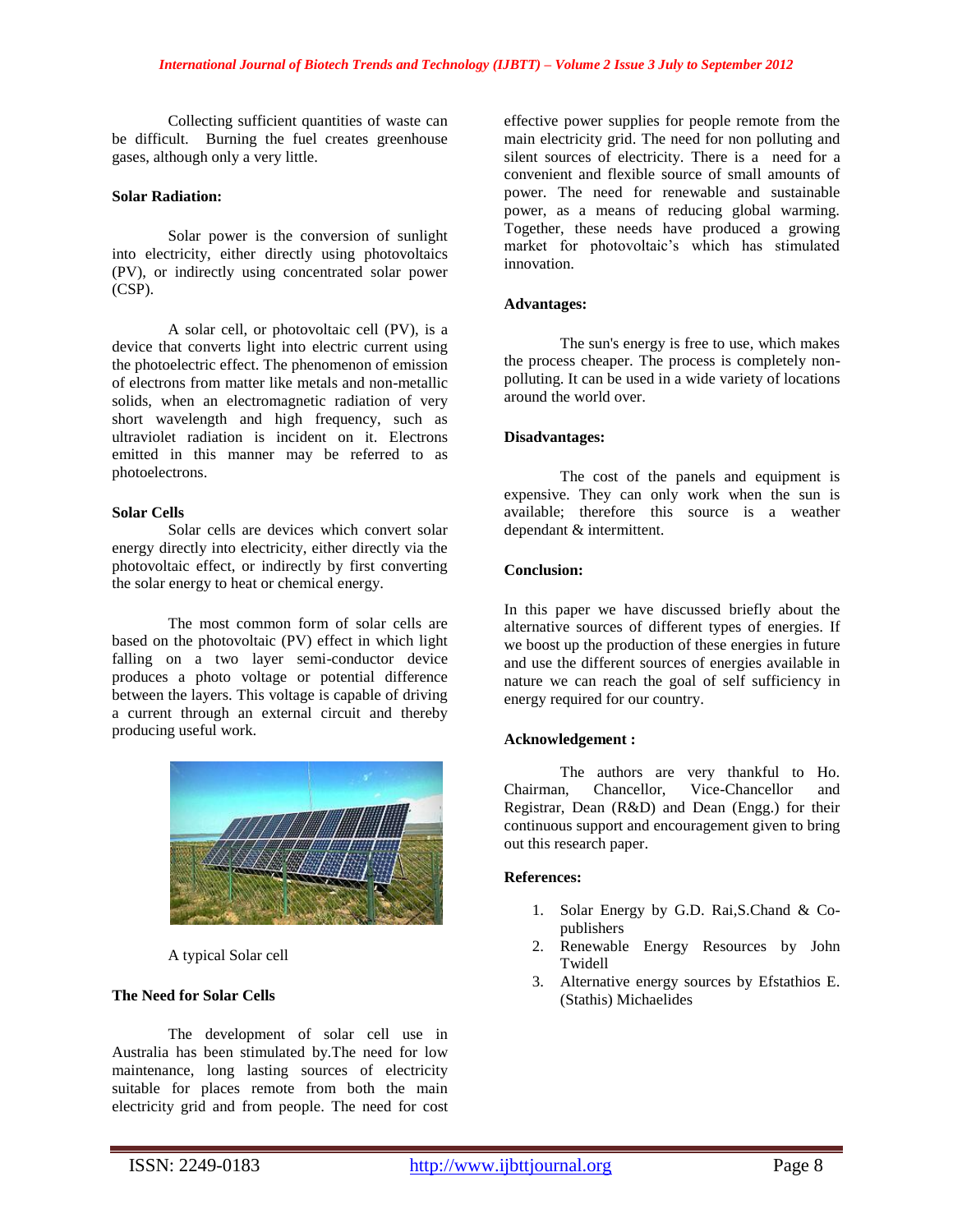Collecting sufficient quantities of waste can be difficult. Burning the fuel creates greenhouse gases, although only a very little.

**Solar Radiation:**

Solar power is the conversion of sunlight into electricity, either directly using photovoltaics (PV), or indirectly using concentrated solar power (CSP).

A solar cell, or photovoltaic cell (PV), is a device that converts light into electric current using the photoelectric effect. The phenomenon of emission of electrons from matter like metals and non-metallic solids, when an electromagnetic radiation of very short wavelength and high frequency, such as ultraviolet radiation is incident on it. Electrons emitted in this manner may be referred to as photoelectrons.

**Solar Cells**

Solar cells are devices which convert solar energy directly into electricity, either directly via the photovoltaic effect, or indirectly by first converting the solar energy to heat or chemical energy.

The most common form of solar cells are based on the photovoltaic (PV) effect in which light falling on a two layer semi-conductor device produces a photo voltage or potential difference between the layers. This voltage is capable of driving a current through an external circuit and thereby producing useful work.

A typical Solar cell

**The Need for Solar Cells**

The development of solar cell use in Australia has been stimulated by.The need for low maintenance, long lasting sources of electricity suitable for places remote from both the main electricity grid and from people. The need for cost effective power supplies for people remote from the main electricity grid. The need for non polluting and silent sources of electricity. There is a need for a convenient and flexible source of small amounts of power. The need for renewable and sustainable power, as a means of reducing global warming. Together, these needs have produced a growing market for photovoltaic's which has stimulated innovation.

**Advantages:**

The sun's energy is free to use, which makes the process cheaper. The process is completely non-polluting. It can be used in a wide variety of locations around the world over.

**Disadvantages:**

The cost of the panels and equipment is expensive. They can only work when the sun is available; therefore this source is a weather dependant & intermittent.

**Conclusion:**

In this paper we have discussed briefly about the alternative sources of different types of energies. If we boost up the production of these energies in future and use the different sources of energies available in nature we can reach the goal of self sufficiency in energy required for our country.

**Acknowledgement :**

The authors are very thankful to Ho. Chairman, Chancellor, Vice-Chancellor and Registrar, Dean (R&D) and Dean (Engg.) for their continuous support and encouragement given to bring out this research paper.

**References:**

1. Solar Energy by G.D. Rai,S.Chand & Co-publishers
2. Renewable Energy Resources by John Twidell
3. Alternative energy sources by Efstathios E. (Stathis) Michaelides